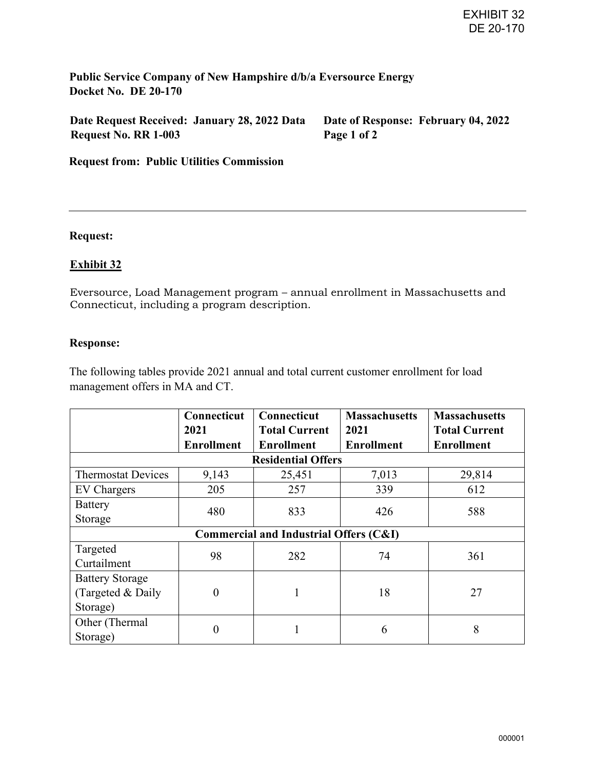EXHIBIT 32
DE 20-170

**Public Service Company of New Hampshire d/b/a Eversource Energy**
**Docket No. DE 20-170**

**Date Request Received: January 28, 2022** **Date of Response: February 04, 2022**
**Data Request No. RR 1-003**

**Request from: Public Utilities Commission**

---

**Request:**

**Exhibit 32**

Eversource, Load Management program – annual enrollment in Massachusetts and Connecticut, including a program description.

**Response:**

The following tables provide 2021 annual and total current customer enrollment for load management offers in MA and CT.

| | Connecticut 2021 Enrollment | Connecticut Total Current Enrollment | Massachusetts 2021 Enrollment | Massachusetts Total Current Enrollment |
|---|---|---|---|---|
| **Residential Offers** | | | | |
| Thermostat Devices | 9,143 | 25,451 | 7,013 | 29,814 |
| EV Chargers | 205 | 257 | 339 | 612 |
| Battery Storage | 480 | 833 | 426 | 588 |
| **Commercial and Industrial Offers (C&I)** | | | | |
| Targeted Curtailment | 98 | 282 | 74 | 361 |
| Battery Storage (Targeted & Daily Storage) | 0 | 1 | 18 | 27 |
| Other (Thermal Storage) | 0 | 1 | 6 | 8 |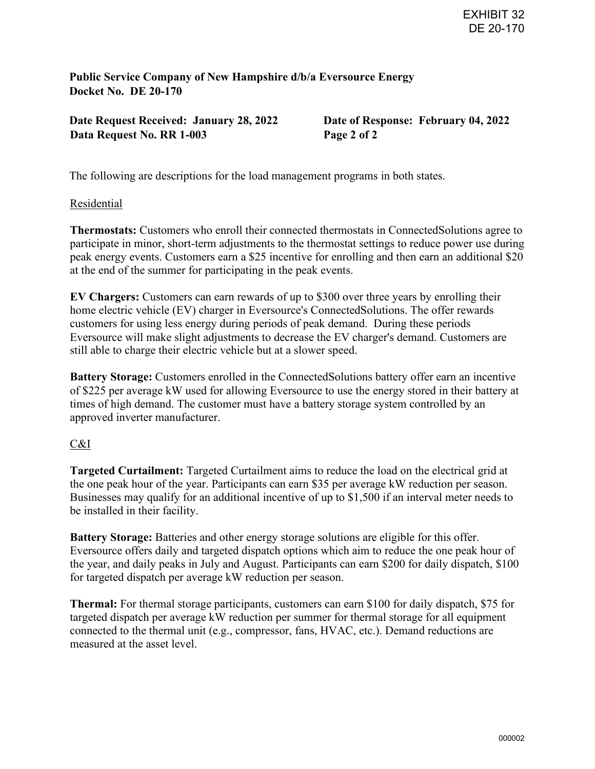EXHIBIT 32
DE 20-170

**Public Service Company of New Hampshire d/b/a Eversource Energy**
**Docket No. DE 20-170**

**Date Request Received: January 28, 2022** **Date of Response: February 04, 2022**
**Data Request No. RR 1-003**

The following are descriptions for the load management programs in both states.

Residential

**Thermostats:** Customers who enroll their connected thermostats in ConnectedSolutions agree to participate in minor, short-term adjustments to the thermostat settings to reduce power use during peak energy events. Customers earn a $25 incentive for enrolling and then earn an additional $20 at the end of the summer for participating in the peak events.

**EV Chargers:** Customers can earn rewards of up to $300 over three years by enrolling their home electric vehicle (EV) charger in Eversource's ConnectedSolutions. The offer rewards customers for using less energy during periods of peak demand. During these periods Eversource will make slight adjustments to decrease the EV charger's demand. Customers are still able to charge their electric vehicle but at a slower speed.

**Battery Storage:** Customers enrolled in the ConnectedSolutions battery offer earn an incentive of $225 per average kW used for allowing Eversource to use the energy stored in their battery at times of high demand. The customer must have a battery storage system controlled by an approved inverter manufacturer.

C&I

**Targeted Curtailment:** Targeted Curtailment aims to reduce the load on the electrical grid at the one peak hour of the year. Participants can earn $35 per average kW reduction per season. Businesses may qualify for an additional incentive of up to $1,500 if an interval meter needs to be installed in their facility.

**Battery Storage:** Batteries and other energy storage solutions are eligible for this offer. Eversource offers daily and targeted dispatch options which aim to reduce the one peak hour of the year, and daily peaks in July and August. Participants can earn $200 for daily dispatch, $100 for targeted dispatch per average kW reduction per season.

**Thermal:** For thermal storage participants, customers can earn $100 for daily dispatch, $75 for targeted dispatch per average kW reduction per summer for thermal storage for all equipment connected to the thermal unit (e.g., compressor, fans, HVAC, etc.). Demand reductions are measured at the asset level.

000002